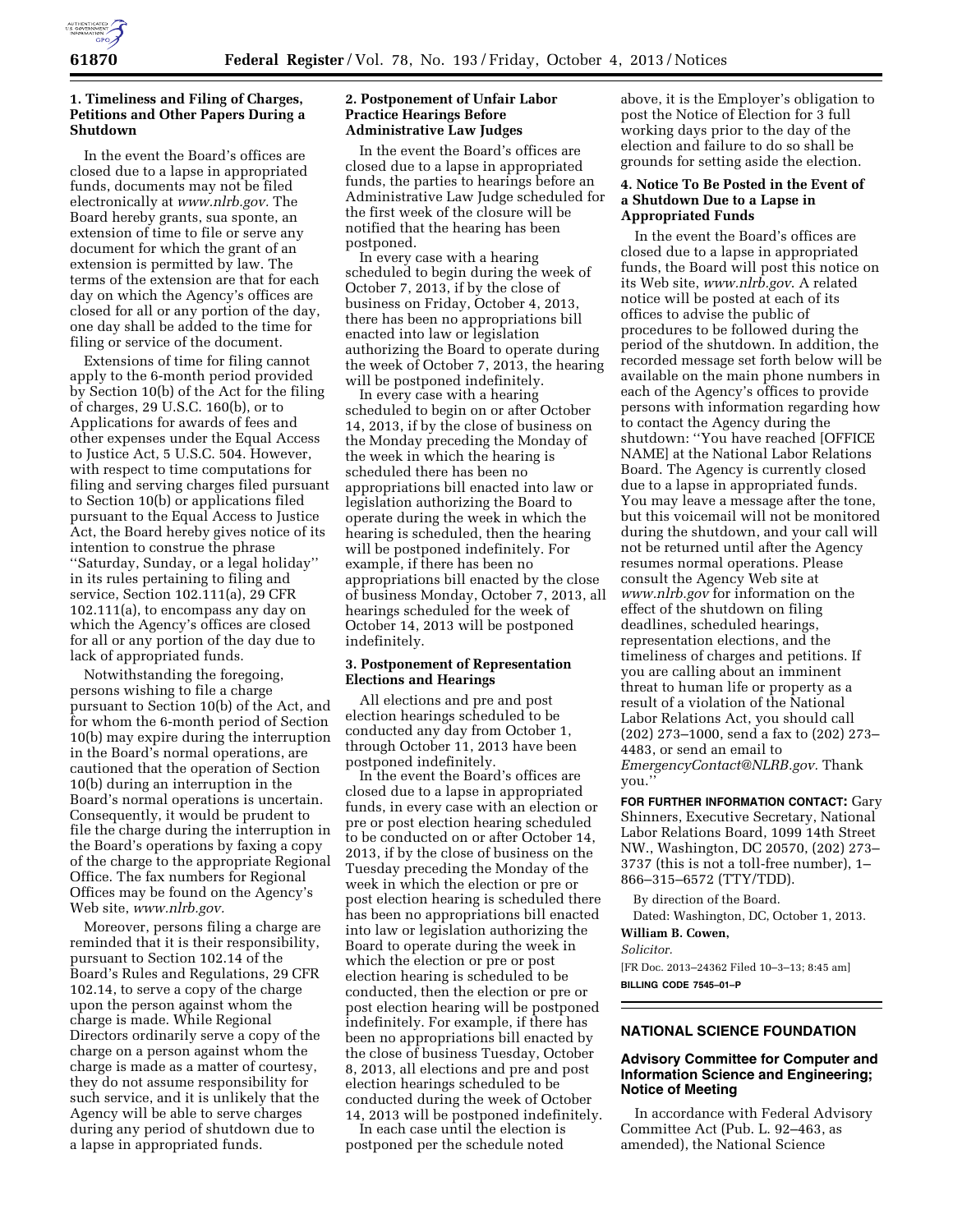## 1. Timeliness and Filing of Charges, Petitions and Other Papers During a Shutdown

In the event the Board's offices are closed due to a lapse in appropriated funds, documents may not be filed electronically at *www.nlrb.gov.* The Board hereby grants, sua sponte, an extension of time to file or serve any document for which the grant of an extension is permitted by law. The terms of the extension are that for each day on which the Agency's offices are closed for all or any portion of the day, one day shall be added to the time for filing or service of the document.

Extensions of time for filing cannot apply to the 6-month period provided by Section 10(b) of the Act for the filing of charges, 29 U.S.C. 160(b), or to Applications for awards of fees and other expenses under the Equal Access to Justice Act, 5 U.S.C. 504. However, with respect to time computations for filing and serving charges filed pursuant to Section 10(b) or applications filed pursuant to the Equal Access to Justice Act, the Board hereby gives notice of its intention to construe the phrase ''Saturday, Sunday, or a legal holiday'' in its rules pertaining to filing and service, Section 102.111(a), 29 CFR 102.111(a), to encompass any day on which the Agency's offices are closed for all or any portion of the day due to lack of appropriated funds.

Notwithstanding the foregoing, persons wishing to file a charge pursuant to Section 10(b) of the Act, and for whom the 6-month period of Section 10(b) may expire during the interruption in the Board's normal operations, are cautioned that the operation of Section 10(b) during an interruption in the Board's normal operations is uncertain. Consequently, it would be prudent to file the charge during the interruption in the Board's operations by faxing a copy of the charge to the appropriate Regional Office. The fax numbers for Regional Offices may be found on the Agency's Web site, *www.nlrb.gov.*

Moreover, persons filing a charge are reminded that it is their responsibility, pursuant to Section 102.14 of the Board's Rules and Regulations, 29 CFR 102.14, to serve a copy of the charge upon the person against whom the charge is made. While Regional Directors ordinarily serve a copy of the charge on a person against whom the charge is made as a matter of courtesy, they do not assume responsibility for such service, and it is unlikely that the Agency will be able to serve charges during any period of shutdown due to a lapse in appropriated funds.

## 2. Postponement of Unfair Labor Practice Hearings Before Administrative Law Judges

In the event the Board's offices are closed due to a lapse in appropriated funds, the parties to hearings before an Administrative Law Judge scheduled for the first week of the closure will be notified that the hearing has been postponed.

In every case with a hearing scheduled to begin during the week of October 7, 2013, if by the close of business on Friday, October 4, 2013, there has been no appropriations bill enacted into law or legislation authorizing the Board to operate during the week of October 7, 2013, the hearing will be postponed indefinitely.

In every case with a hearing scheduled to begin on or after October 14, 2013, if by the close of business on the Monday preceding the Monday of the week in which the hearing is scheduled there has been no appropriations bill enacted into law or legislation authorizing the Board to operate during the week in which the hearing is scheduled, then the hearing will be postponed indefinitely. For example, if there has been no appropriations bill enacted by the close of business Monday, October 7, 2013, all hearings scheduled for the week of October 14, 2013 will be postponed indefinitely.

## 3. Postponement of Representation Elections and Hearings

All elections and pre and post election hearings scheduled to be conducted any day from October 1, through October 11, 2013 have been postponed indefinitely.

In the event the Board's offices are closed due to a lapse in appropriated funds, in every case with an election or pre or post election hearing scheduled to be conducted on or after October 14, 2013, if by the close of business on the Tuesday preceding the Monday of the week in which the election or pre or post election hearing is scheduled there has been no appropriations bill enacted into law or legislation authorizing the Board to operate during the week in which the election or pre or post election hearing is scheduled to be conducted, then the election or pre or post election hearing will be postponed indefinitely. For example, if there has been no appropriations bill enacted by the close of business Tuesday, October 8, 2013, all elections and pre and post election hearings scheduled to be conducted during the week of October 14, 2013 will be postponed indefinitely.

In each case until the election is postponed per the schedule noted above, it is the Employer's obligation to post the Notice of Election for 3 full working days prior to the day of the election and failure to do so shall be grounds for setting aside the election.

## 4. Notice To Be Posted in the Event of a Shutdown Due to a Lapse in Appropriated Funds

In the event the Board's offices are closed due to a lapse in appropriated funds, the Board will post this notice on its Web site, *www.nlrb.gov*. A related notice will be posted at each of its offices to advise the public of procedures to be followed during the period of the shutdown. In addition, the recorded message set forth below will be available on the main phone numbers in each of the Agency's offices to provide persons with information regarding how to contact the Agency during the shutdown: ''You have reached [OFFICE NAME] at the National Labor Relations Board. The Agency is currently closed due to a lapse in appropriated funds. You may leave a message after the tone, but this voicemail will not be monitored during the shutdown, and your call will not be returned until after the Agency resumes normal operations. Please consult the Agency Web site at *www.nlrb.gov* for information on the effect of the shutdown on filing deadlines, scheduled hearings, representation elections, and the timeliness of charges and petitions. If you are calling about an imminent threat to human life or property as a result of a violation of the National Labor Relations Act, you should call (202) 273–1000, send a fax to (202) 273–4483, or send an email to *EmergencyContact@NLRB.gov.* Thank you.''

**FOR FURTHER INFORMATION CONTACT:** Gary Shinners, Executive Secretary, National Labor Relations Board, 1099 14th Street NW., Washington, DC 20570, (202) 273–3737 (this is not a toll-free number), 1–866–315–6572 (TTY/TDD).

By direction of the Board.

Dated: Washington, DC, October 1, 2013.

**William B. Cowen,**

*Solicitor.*

[FR Doc. 2013–24362 Filed 10–3–13; 8:45 am]

**BILLING CODE 7545–01–P**

---

# NATIONAL SCIENCE FOUNDATION

## Advisory Committee for Computer and Information Science and Engineering; Notice of Meeting

In accordance with Federal Advisory Committee Act (Pub. L. 92–463, as amended), the National Science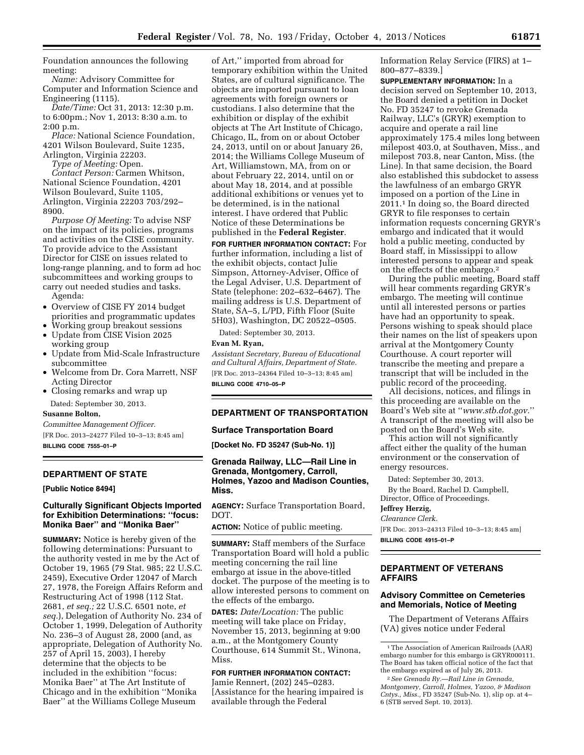Foundation announces the following meeting:

*Name:* Advisory Committee for Computer and Information Science and Engineering (1115).

*Date/Time:* Oct 31, 2013: 12:30 p.m. to 6:00pm.; Nov 1, 2013: 8:30 a.m. to 2:00 p.m.

*Place:* National Science Foundation, 4201 Wilson Boulevard, Suite 1235, Arlington, Virginia 22203.

*Type of Meeting:* Open.

*Contact Person:* Carmen Whitson, National Science Foundation, 4201 Wilson Boulevard, Suite 1105, Arlington, Virginia 22203 703/292–8900.

*Purpose Of Meeting:* To advise NSF on the impact of its policies, programs and activities on the CISE community. To provide advice to the Assistant Director for CISE on issues related to long-range planning, and to form ad hoc subcommittees and working groups to carry out needed studies and tasks.

Agenda:

- Overview of CISE FY 2014 budget priorities and programmatic updates
- Working group breakout sessions
- Update from CISE Vision 2025 working group
- Update from Mid-Scale Infrastructure subcommittee
- Welcome from Dr. Cora Marrett, NSF Acting Director
- Closing remarks and wrap up

Dated: September 30, 2013.

**Susanne Bolton,**

*Committee Management Officer.*

[FR Doc. 2013–24277 Filed 10–3–13; 8:45 am]

**BILLING CODE 7555–01–P**

## DEPARTMENT OF STATE

**[Public Notice 8494]**

### Culturally Significant Objects Imported for Exhibition Determinations: ''focus: Monika Baer'' and ''Monika Baer''

**SUMMARY:** Notice is hereby given of the following determinations: Pursuant to the authority vested in me by the Act of October 19, 1965 (79 Stat. 985; 22 U.S.C. 2459), Executive Order 12047 of March 27, 1978, the Foreign Affairs Reform and Restructuring Act of 1998 (112 Stat. 2681, *et seq.;* 22 U.S.C. 6501 note, *et seq.*), Delegation of Authority No. 234 of October 1, 1999, Delegation of Authority No. 236–3 of August 28, 2000 (and, as appropriate, Delegation of Authority No. 257 of April 15, 2003), I hereby determine that the objects to be included in the exhibition ''focus: Monika Baer'' at The Art Institute of Chicago and in the exhibition ''Monika Baer'' at the Williams College Museum of Art,'' imported from abroad for temporary exhibition within the United States, are of cultural significance. The objects are imported pursuant to loan agreements with foreign owners or custodians. I also determine that the exhibition or display of the exhibit objects at The Art Institute of Chicago, Chicago, IL, from on or about October 24, 2013, until on or about January 26, 2014; the Williams College Museum of Art, Williamstown, MA, from on or about February 22, 2014, until on or about May 18, 2014, and at possible additional exhibitions or venues yet to be determined, is in the national interest. I have ordered that Public Notice of these Determinations be published in the **Federal Register**.

**FOR FURTHER INFORMATION CONTACT:** For further information, including a list of the exhibit objects, contact Julie Simpson, Attorney-Adviser, Office of the Legal Adviser, U.S. Department of State (telephone: 202–632–6467). The mailing address is U.S. Department of State, SA–5, L/PD, Fifth Floor (Suite 5H03), Washington, DC 20522–0505.

Dated: September 30, 2013.

**Evan M. Ryan,**

*Assistant Secretary, Bureau of Educational and Cultural Affairs, Department of State.*

[FR Doc. 2013–24364 Filed 10–3–13; 8:45 am]

**BILLING CODE 4710–05–P**

## DEPARTMENT OF TRANSPORTATION

### Surface Transportation Board

**[Docket No. FD 35247 (Sub-No. 1)]**

### Grenada Railway, LLC—Rail Line in Grenada, Montgomery, Carroll, Holmes, Yazoo and Madison Counties, Miss.

**AGENCY:** Surface Transportation Board, DOT.

**ACTION:** Notice of public meeting.

**SUMMARY:** Staff members of the Surface Transportation Board will hold a public meeting concerning the rail line embargo at issue in the above-titled docket. The purpose of the meeting is to allow interested persons to comment on the effects of the embargo.

**DATES:** *Date/Location:* The public meeting will take place on Friday, November 15, 2013, beginning at 9:00 a.m., at the Montgomery County Courthouse, 614 Summit St., Winona, Miss.

**FOR FURTHER INFORMATION CONTACT:** Jamie Rennert, (202) 245–0283. [Assistance for the hearing impaired is available through the Federal Information Relay Service (FIRS) at 1–800–877–8339.]

**SUPPLEMENTARY INFORMATION:** In a decision served on September 10, 2013, the Board denied a petition in Docket No. FD 35247 to revoke Grenada Railway, LLC's (GRYR) exemption to acquire and operate a rail line approximately 175.4 miles long between milepost 403.0, at Southaven, Miss., and milepost 703.8, near Canton, Miss. (the Line). In that same decision, the Board also established this subdocket to assess the lawfulness of an embargo GRYR imposed on a portion of the Line in 2011.[1] In doing so, the Board directed GRYR to file responses to certain information requests concerning GRYR's embargo and indicated that it would hold a public meeting, conducted by Board staff, in Mississippi to allow interested persons to appear and speak on the effects of the embargo.[2]

During the public meeting, Board staff will hear comments regarding GRYR's embargo. The meeting will continue until all interested persons or parties have had an opportunity to speak. Persons wishing to speak should place their names on the list of speakers upon arrival at the Montgomery County Courthouse. A court reporter will transcribe the meeting and prepare a transcript that will be included in the public record of the proceeding.

All decisions, notices, and filings in this proceeding are available on the Board's Web site at ''*www.stb.dot.gov.*'' A transcript of the meeting will also be posted on the Board's Web site.

This action will not significantly affect either the quality of the human environment or the conservation of energy resources.

Dated: September 30, 2013.

By the Board, Rachel D. Campbell, Director, Office of Proceedings.

**Jeffrey Herzig,**

*Clearance Clerk.*

[FR Doc. 2013–24313 Filed 10–3–13; 8:45 am]

**BILLING CODE 4915–01–P**

[1] The Association of American Railroads (AAR) embargo number for this embargo is GRYR000111. The Board has taken official notice of the fact that the embargo expired as of July 26, 2013.

[2] *See Grenada Ry.—Rail Line in Grenada, Montgomery, Carroll, Holmes, Yazoo, & Madison Cntys., Miss.*, FD 35247 (Sub-No. 1), slip op. at 4–6 (STB served Sept. 10, 2013).

## DEPARTMENT OF VETERANS AFFAIRS

### Advisory Committee on Cemeteries and Memorials, Notice of Meeting

The Department of Veterans Affairs (VA) gives notice under Federal